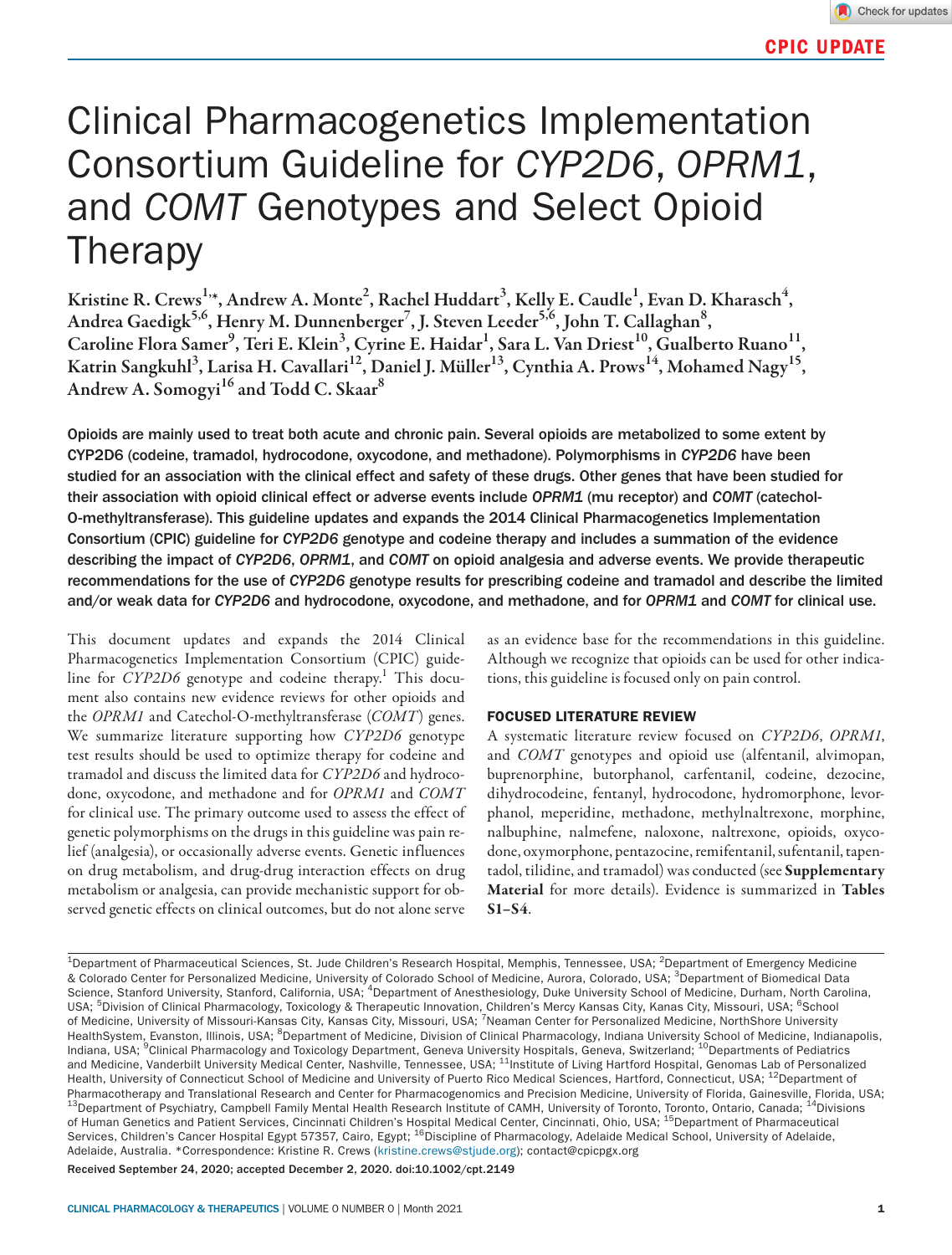CPIC UPDATE

# Clinical Pharmacogenetics Implementation Consortium Guideline for *CYP2D6*, *OPRM1*, and *COMT* Genotypes and Select Opioid Therapy

Kristine R. Crews[1,*], Andrew A. Monte[2], Rachel Huddart[3], Kelly E. Caudle[1], Evan D. Kharasch[4], Andrea Gaedigk[5,6], Henry M. Dunnenberger[7], J. Steven Leeder[5,6], John T. Callaghan[8], Caroline Flora Samer[9], Teri E. Klein[3], Cyrine E. Haidar[1], Sara L. Van Driest[10], Gualberto Ruano[11], Katrin Sangkuhl[3], Larisa H. Cavallari[12], Daniel J. Müller[13], Cynthia A. Prows[14], Mohamed Nagy[15], Andrew A. Somogyi[16] and Todd C. Skaar[8]

**Opioids are mainly used to treat both acute and chronic pain. Several opioids are metabolized to some extent by CYP2D6 (codeine, tramadol, hydrocodone, oxycodone, and methadone). Polymorphisms in *CYP2D6* have been studied for an association with the clinical effect and safety of these drugs. Other genes that have been studied for their association with opioid clinical effect or adverse events include *OPRM1* (mu receptor) and *COMT* (catechol-O-methyltransferase). This guideline updates and expands the 2014 Clinical Pharmacogenetics Implementation Consortium (CPIC) guideline for *CYP2D6* genotype and codeine therapy and includes a summation of the evidence describing the impact of *CYP2D6*, *OPRM1*, and *COMT* on opioid analgesia and adverse events. We provide therapeutic recommendations for the use of *CYP2D6* genotype results for prescribing codeine and tramadol and describe the limited and/or weak data for *CYP2D6* and hydrocodone, oxycodone, and methadone, and for *OPRM1* and *COMT* for clinical use.**

This document updates and expands the 2014 Clinical Pharmacogenetics Implementation Consortium (CPIC) guideline for *CYP2D6* genotype and codeine therapy.[1] This document also contains new evidence reviews for other opioids and the *OPRM1* and Catechol-O-methyltransferase (*COMT*) genes. We summarize literature supporting how *CYP2D6* genotype test results should be used to optimize therapy for codeine and tramadol and discuss the limited data for *CYP2D6* and hydrocodone, oxycodone, and methadone and for *OPRM1* and *COMT* for clinical use. The primary outcome used to assess the effect of genetic polymorphisms on the drugs in this guideline was pain relief (analgesia), or occasionally adverse events. Genetic influences on drug metabolism, and drug-drug interaction effects on drug metabolism or analgesia, can provide mechanistic support for observed genetic effects on clinical outcomes, but do not alone serve as an evidence base for the recommendations in this guideline. Although we recognize that opioids can be used for other indications, this guideline is focused only on pain control.

## FOCUSED LITERATURE REVIEW

A systematic literature review focused on *CYP2D6*, *OPRM1*, and *COMT* genotypes and opioid use (alfentanil, alvimopan, buprenorphine, butorphanol, carfentanil, codeine, dezocine, dihydrocodeine, fentanyl, hydrocodone, hydromorphone, levorphanol, meperidine, methadone, methylnaltrexone, morphine, nalbuphine, nalmefene, naloxone, naltrexone, opioids, oxycodone, oxymorphone, pentazocine, remifentanil, sufentanil, tapentadol, tilidine, and tramadol) was conducted (see **Supplementary Material** for more details). Evidence is summarized in **Tables S1–S4**.

---

[1]Department of Pharmaceutical Sciences, St. Jude Children's Research Hospital, Memphis, Tennessee, USA; [2]Department of Emergency Medicine & Colorado Center for Personalized Medicine, University of Colorado School of Medicine, Aurora, Colorado, USA; [3]Department of Biomedical Data Science, Stanford University, Stanford, California, USA; [4]Department of Anesthesiology, Duke University School of Medicine, Durham, North Carolina, USA; [5]Division of Clinical Pharmacology, Toxicology & Therapeutic Innovation, Children's Mercy Kansas City, Kanas City, Missouri, USA; [6]School of Medicine, University of Missouri-Kansas City, Kansas City, Missouri, USA; [7]Neaman Center for Personalized Medicine, NorthShore University HealthSystem, Evanston, Illinois, USA; [8]Department of Medicine, Division of Clinical Pharmacology, Indiana University School of Medicine, Indianapolis, Indiana, USA; [9]Clinical Pharmacology and Toxicology Department, Geneva University Hospitals, Geneva, Switzerland; [10]Departments of Pediatrics and Medicine, Vanderbilt University Medical Center, Nashville, Tennessee, USA; [11]Institute of Living Hartford Hospital, Genomas Lab of Personalized Health, University of Connecticut School of Medicine and University of Puerto Rico Medical Sciences, Hartford, Connecticut, USA; [12]Department of Pharmacotherapy and Translational Research and Center for Pharmacogenomics and Precision Medicine, University of Florida, Gainesville, Florida, USA; [13]Department of Psychiatry, Campbell Family Mental Health Research Institute of CAMH, University of Toronto, Toronto, Ontario, Canada; [14]Divisions of Human Genetics and Patient Services, Cincinnati Children's Hospital Medical Center, Cincinnati, Ohio, USA; [15]Department of Pharmaceutical Services, Children's Cancer Hospital Egypt 57357, Cairo, Egypt; [16]Discipline of Pharmacology, Adelaide Medical School, University of Adelaide, Adelaide, Australia. *Correspondence: Kristine R. Crews (kristine.crews@stjude.org); contact@cpicpgx.org

**Received September 24, 2020; accepted December 2, 2020. doi:10.1002/cpt.2149**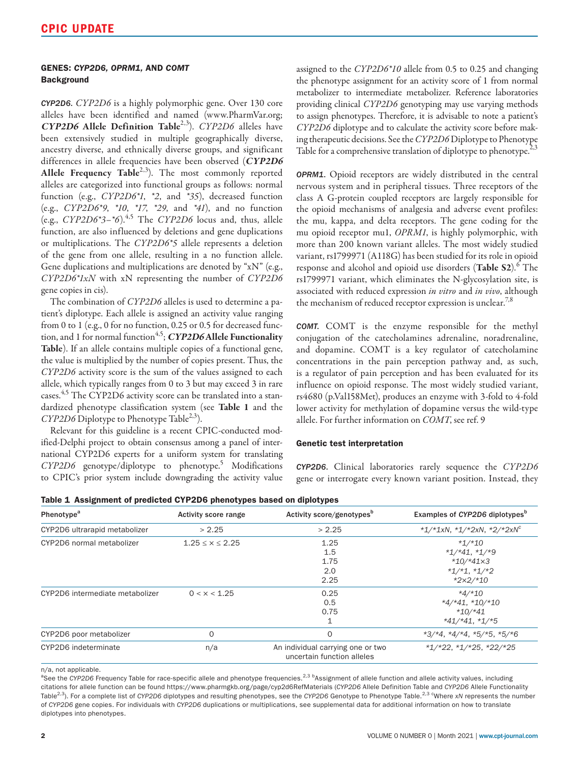## GENES: *CYP2D6*, *OPRM1*, AND *COMT*

### Background

***CYP2D6.*** *CYP2D6* is a highly polymorphic gene. Over 130 core alleles have been identified and named (www.PharmVar.org; ***CYP2D6* Allele Definition Table**[2,3]). *CYP2D6* alleles have been extensively studied in multiple geographically diverse, ancestry diverse, and ethnically diverse groups, and significant differences in allele frequencies have been observed (***CYP2D6* Allele Frequency Table**[2,3]). The most commonly reported alleles are categorized into functional groups as follows: normal function (e.g., *CYP2D6\*1*, *\*2*, and *\*35*), decreased function (e.g., *CYP2D6\*9*, *\*10*, *\*17*, *\*29*, and *\*41*), and no function (e.g., *CYP2D6\*3–\*6*).[4,5] The *CYP2D6* locus and, thus, allele function, are also influenced by deletions and gene duplications or multiplications. The *CYP2D6\*5* allele represents a deletion of the gene from one allele, resulting in a no function allele. Gene duplications and multiplications are denoted by "xN" (e.g., *CYP2D6\*1xN* with xN representing the number of *CYP2D6* gene copies in cis).

The combination of *CYP2D6* alleles is used to determine a patient's diplotype. Each allele is assigned an activity value ranging from 0 to 1 (e.g., 0 for no function, 0.25 or 0.5 for decreased function, and 1 for normal function[4,5]; ***CYP2D6* Allele Functionality Table**). If an allele contains multiple copies of a functional gene, the value is multiplied by the number of copies present. Thus, the *CYP2D6* activity score is the sum of the values assigned to each allele, which typically ranges from 0 to 3 but may exceed 3 in rare cases.[4,5] The CYP2D6 activity score can be translated into a standardized phenotype classification system (see **Table 1** and the *CYP2D6* Diplotype to Phenotype Table[2,3]).

Relevant for this guideline is a recent CPIC-conducted modified-Delphi project to obtain consensus among a panel of international CYP2D6 experts for a uniform system for translating *CYP2D6* genotype/diplotype to phenotype.[5] Modifications to CPIC's prior system include downgrading the activity value assigned to the *CYP2D6\*10* allele from 0.5 to 0.25 and changing the phenotype assignment for an activity score of 1 from normal metabolizer to intermediate metabolizer. Reference laboratories providing clinical *CYP2D6* genotyping may use varying methods to assign phenotypes. Therefore, it is advisable to note a patient's *CYP2D6* diplotype and to calculate the activity score before making therapeutic decisions. See the *CYP2D6* Diplotype to Phenotype Table for a comprehensive translation of diplotype to phenotype.[2,3]

***OPRM1.*** Opioid receptors are widely distributed in the central nervous system and in peripheral tissues. Three receptors of the class A G-protein coupled receptors are largely responsible for the opioid mechanisms of analgesia and adverse event profiles: the mu, kappa, and delta receptors. The gene coding for the mu opioid receptor mu1, *OPRM1*, is highly polymorphic, with more than 200 known variant alleles. The most widely studied variant, rs1799971 (A118G) has been studied for its role in opioid response and alcohol and opioid use disorders (**Table S2**).[6] The rs1799971 variant, which eliminates the N-glycosylation site, is associated with reduced expression *in vitro* and *in vivo*, although the mechanism of reduced receptor expression is unclear.[7,8]

***COMT.*** COMT is the enzyme responsible for the methyl conjugation of the catecholamines adrenaline, noradrenaline, and dopamine. COMT is a key regulator of catecholamine concentrations in the pain perception pathway and, as such, is a regulator of pain perception and has been evaluated for its influence on opioid response. The most widely studied variant, rs4680 (p.Val158Met), produces an enzyme with 3-fold to 4-fold lower activity for methylation of dopamine versus the wild-type allele. For further information on *COMT*, see ref. 9

### Genetic test interpretation

***CYP2D6.*** Clinical laboratories rarely sequence the *CYP2D6* gene or interrogate every known variant position. Instead, they

**Table 1 Assignment of predicted CYP2D6 phenotypes based on diplotypes**

| Phenotype[a] | Activity score range | Activity score/genotypes[b] | Examples of *CYP2D6* diplotypes[b] |
|---|---|---|---|
| CYP2D6 ultrarapid metabolizer | > 2.25 | > 2.25 | *\*1/\*1xN, \*1/\*2xN, \*2/\*2xN*[c] |
| CYP2D6 normal metabolizer | 1.25 ≤ x ≤ 2.25 | 1.25 | *\*1/\*10* |
| | | 1.5 | *\*1/\*41, \*1/\*9* |
| | | 1.75 | *\*10/\*41×3* |
| | | 2.0 | *\*1/\*1, \*1/\*2* |
| | | 2.25 | *\*2×2/\*10* |
| CYP2D6 intermediate metabolizer | 0 < x < 1.25 | 0.25 | *\*4/\*10* |
| | | 0.5 | *\*4/\*41, \*10/\*10* |
| | | 0.75 | *\*10/\*41* |
| | | 1 | *\*41/\*41, \*1/\*5* |
| CYP2D6 poor metabolizer | 0 | 0 | *\*3/\*4, \*4/\*4, \*5/\*5, \*5/\*6* |
| CYP2D6 indeterminate | n/a | An individual carrying one or two uncertain function alleles | *\*1/\*22, \*1/\*25, \*22/\*25* |

n/a, not applicable.
[a]See the *CYP2D6* Frequency Table for race-specific allele and phenotype frequencies.[2,3] [b]Assignment of allele function and allele activity values, including citations for allele function can be found https://www.pharmgkb.org/page/cyp2d6RefMaterials (*CYP2D6* Allele Definition Table and *CYP2D6* Allele Functionality Table[2,3]). For a complete list of *CYP2D6* diplotypes and resulting phenotypes, see the *CYP2D6* Genotype to Phenotype Table.[2,3] [c]Where *xN* represents the number of *CYP2D6* gene copies. For individuals with *CYP2D6* duplications or multiplications, see supplemental data for additional information on how to translate diplotypes into phenotypes.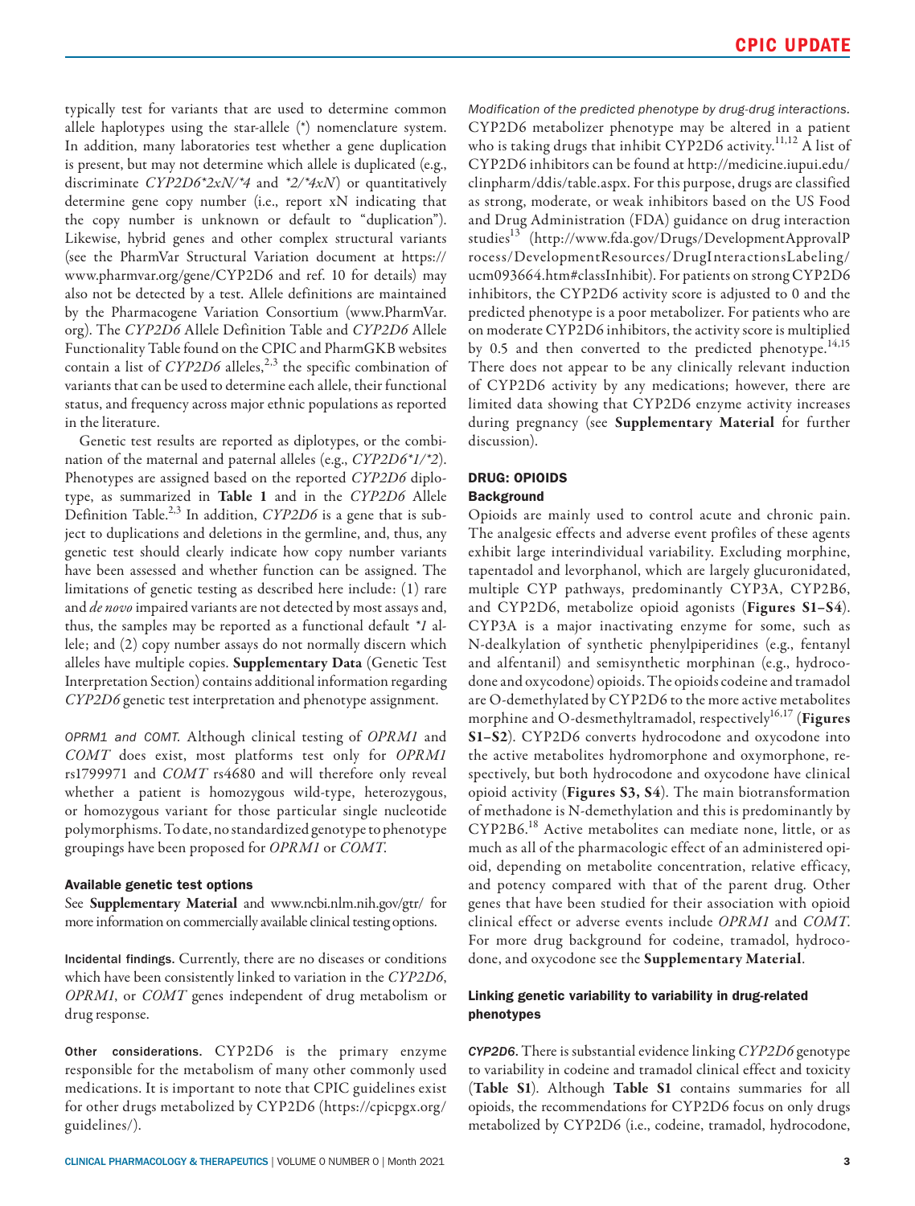typically test for variants that are used to determine common allele haplotypes using the star-allele (*) nomenclature system. In addition, many laboratories test whether a gene duplication is present, but may not determine which allele is duplicated (e.g., discriminate *CYP2D6*2xN/*4* and *\*2/\*4xN*) or quantitatively determine gene copy number (i.e., report xN indicating that the copy number is unknown or default to "duplication"). Likewise, hybrid genes and other complex structural variants (see the PharmVar Structural Variation document at https://www.pharmvar.org/gene/CYP2D6 and ref. 10 for details) may also not be detected by a test. Allele definitions are maintained by the Pharmacogene Variation Consortium (www.PharmVar.org). The *CYP2D6* Allele Definition Table and *CYP2D6* Allele Functionality Table found on the CPIC and PharmGKB websites contain a list of *CYP2D6* alleles,[2,3] the specific combination of variants that can be used to determine each allele, their functional status, and frequency across major ethnic populations as reported in the literature.

Genetic test results are reported as diplotypes, or the combination of the maternal and paternal alleles (e.g., *CYP2D6*1/*2*). Phenotypes are assigned based on the reported *CYP2D6* diplotype, as summarized in **Table 1** and in the *CYP2D6* Allele Definition Table.[2,3] In addition, *CYP2D6* is a gene that is subject to duplications and deletions in the germline, and, thus, any genetic test should clearly indicate how copy number variants have been assessed and whether function can be assigned. The limitations of genetic testing as described here include: (1) rare and *de novo* impaired variants are not detected by most assays and, thus, the samples may be reported as a functional default *\*1* allele; and (2) copy number assays do not normally discern which alleles have multiple copies. **Supplementary Data** (Genetic Test Interpretation Section) contains additional information regarding *CYP2D6* genetic test interpretation and phenotype assignment.

*OPRM1 and COMT.* Although clinical testing of *OPRM1* and *COMT* does exist, most platforms test only for *OPRM1* rs1799971 and *COMT* rs4680 and will therefore only reveal whether a patient is homozygous wild-type, heterozygous, or homozygous variant for those particular single nucleotide polymorphisms. To date, no standardized genotype to phenotype groupings have been proposed for *OPRM1* or *COMT*.

### Available genetic test options

See **Supplementary Material** and www.ncbi.nlm.nih.gov/gtr/ for more information on commercially available clinical testing options.

**Incidental findings.** Currently, there are no diseases or conditions which have been consistently linked to variation in the *CYP2D6*, *OPRM1*, or *COMT* genes independent of drug metabolism or drug response.

**Other considerations.** CYP2D6 is the primary enzyme responsible for the metabolism of many other commonly used medications. It is important to note that CPIC guidelines exist for other drugs metabolized by CYP2D6 (https://cpicpgx.org/guidelines/).

*Modification of the predicted phenotype by drug-drug interactions.* CYP2D6 metabolizer phenotype may be altered in a patient who is taking drugs that inhibit CYP2D6 activity.[11,12] A list of CYP2D6 inhibitors can be found at http://medicine.iupui.edu/clinpharm/ddis/table.aspx. For this purpose, drugs are classified as strong, moderate, or weak inhibitors based on the US Food and Drug Administration (FDA) guidance on drug interaction studies[13] (http://www.fda.gov/Drugs/DevelopmentApprovalProcess/DevelopmentResources/DrugInteractionsLabeling/ucm093664.htm#classInhibit). For patients on strong CYP2D6 inhibitors, the CYP2D6 activity score is adjusted to 0 and the predicted phenotype is a poor metabolizer. For patients who are on moderate CYP2D6 inhibitors, the activity score is multiplied by 0.5 and then converted to the predicted phenotype.[14,15] There does not appear to be any clinically relevant induction of CYP2D6 activity by any medications; however, there are limited data showing that CYP2D6 enzyme activity increases during pregnancy (see **Supplementary Material** for further discussion).

## DRUG: OPIOIDS

### Background

Opioids are mainly used to control acute and chronic pain. The analgesic effects and adverse event profiles of these agents exhibit large interindividual variability. Excluding morphine, tapentadol and levorphanol, which are largely glucuronidated, multiple CYP pathways, predominantly CYP3A, CYP2B6, and CYP2D6, metabolize opioid agonists (**Figures S1–S4**). CYP3A is a major inactivating enzyme for some, such as N-dealkylation of synthetic phenylpiperidines (e.g., fentanyl and alfentanil) and semisynthetic morphinan (e.g., hydrocodone and oxycodone) opioids. The opioids codeine and tramadol are O-demethylated by CYP2D6 to the more active metabolites morphine and O-desmethyltramadol, respectively[16,17] (**Figures S1–S2**). CYP2D6 converts hydrocodone and oxycodone into the active metabolites hydromorphone and oxymorphone, respectively, but both hydrocodone and oxycodone have clinical opioid activity (**Figures S3, S4**). The main biotransformation of methadone is N-demethylation and this is predominantly by CYP2B6.[18] Active metabolites can mediate none, little, or as much as all of the pharmacologic effect of an administered opioid, depending on metabolite concentration, relative efficacy, and potency compared with that of the parent drug. Other genes that have been studied for their association with opioid clinical effect or adverse events include *OPRM1* and *COMT*. For more drug background for codeine, tramadol, hydrocodone, and oxycodone see the **Supplementary Material**.

### Linking genetic variability to variability in drug-related phenotypes

***CYP2D6.*** There is substantial evidence linking *CYP2D6* genotype to variability in codeine and tramadol clinical effect and toxicity (**Table S1**). Although **Table S1** contains summaries for all opioids, the recommendations for CYP2D6 focus on only drugs metabolized by CYP2D6 (i.e., codeine, tramadol, hydrocodone,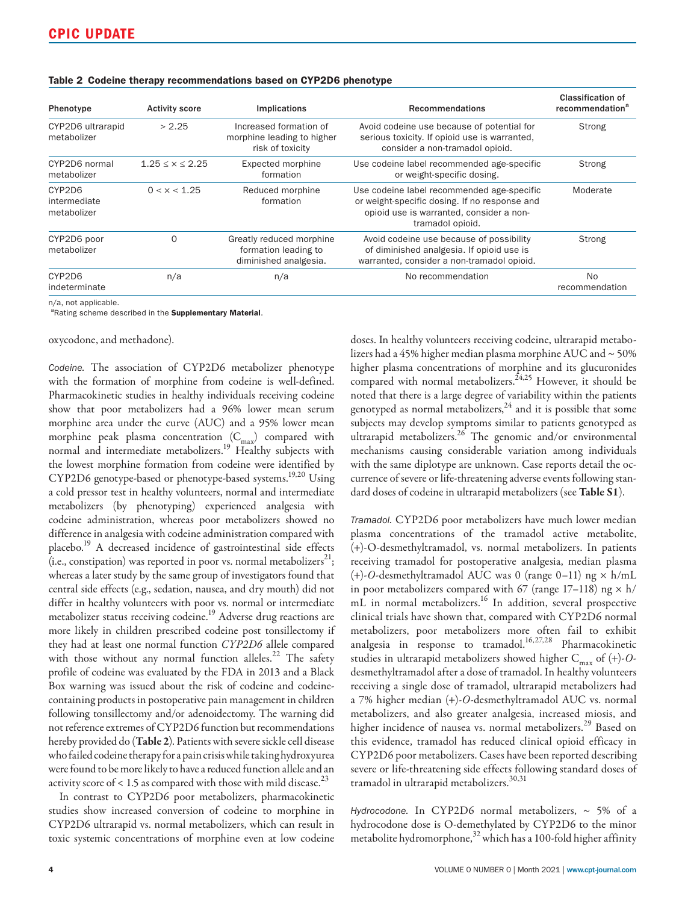**Table 2 Codeine therapy recommendations based on CYP2D6 phenotype**

| Phenotype | Activity score | Implications | Recommendations | Classification of recommendation[a] |
|---|---|---|---|---|
| CYP2D6 ultrarapid metabolizer | > 2.25 | Increased formation of morphine leading to higher risk of toxicity | Avoid codeine use because of potential for serious toxicity. If opioid use is warranted, consider a non-tramadol opioid. | Strong |
| CYP2D6 normal metabolizer | $1.25 \le x \le 2.25$ | Expected morphine formation | Use codeine label recommended age-specific or weight-specific dosing. | Strong |
| CYP2D6 intermediate metabolizer | $0 < x < 1.25$ | Reduced morphine formation | Use codeine label recommended age-specific or weight-specific dosing. If no response and opioid use is warranted, consider a non-tramadol opioid. | Moderate |
| CYP2D6 poor metabolizer | 0 | Greatly reduced morphine formation leading to diminished analgesia. | Avoid codeine use because of possibility of diminished analgesia. If opioid use is warranted, consider a non-tramadol opioid. | Strong |
| CYP2D6 indeterminate | n/a | n/a | No recommendation | No recommendation |

n/a, not applicable.
[a]Rating scheme described in the **Supplementary Material**.

oxycodone, and methadone).

*Codeine.* The association of CYP2D6 metabolizer phenotype with the formation of morphine from codeine is well-defined. Pharmacokinetic studies in healthy individuals receiving codeine show that poor metabolizers had a 96% lower mean serum morphine area under the curve (AUC) and a 95% lower mean morphine peak plasma concentration ($C_{max}$) compared with normal and intermediate metabolizers.[19] Healthy subjects with the lowest morphine formation from codeine were identified by CYP2D6 genotype-based or phenotype-based systems.[19,20] Using a cold pressor test in healthy volunteers, normal and intermediate metabolizers (by phenotyping) experienced analgesia with codeine administration, whereas poor metabolizers showed no difference in analgesia with codeine administration compared with placebo.[19] A decreased incidence of gastrointestinal side effects (i.e., constipation) was reported in poor vs. normal metabolizers[21]; whereas a later study by the same group of investigators found that central side effects (e.g., sedation, nausea, and dry mouth) did not differ in healthy volunteers with poor vs. normal or intermediate metabolizer status receiving codeine.[19] Adverse drug reactions are more likely in children prescribed codeine post tonsillectomy if they had at least one normal function *CYP2D6* allele compared with those without any normal function alleles.[22] The safety profile of codeine was evaluated by the FDA in 2013 and a Black Box warning was issued about the risk of codeine and codeine-containing products in postoperative pain management in children following tonsillectomy and/or adenoidectomy. The warning did not reference extremes of CYP2D6 function but recommendations hereby provided do (**Table 2**). Patients with severe sickle cell disease who failed codeine therapy for a pain crisis while taking hydroxyurea were found to be more likely to have a reduced function allele and an activity score of < 1.5 as compared with those with mild disease.[23]

In contrast to CYP2D6 poor metabolizers, pharmacokinetic studies show increased conversion of codeine to morphine in CYP2D6 ultrarapid vs. normal metabolizers, which can result in toxic systemic concentrations of morphine even at low codeine doses. In healthy volunteers receiving codeine, ultrarapid metabolizers had a 45% higher median plasma morphine AUC and ~ 50% higher plasma concentrations of morphine and its glucuronides compared with normal metabolizers.[24,25] However, it should be noted that there is a large degree of variability within the patients genotyped as normal metabolizers,[24] and it is possible that some subjects may develop symptoms similar to patients genotyped as ultrarapid metabolizers.[26] The genomic and/or environmental mechanisms causing considerable variation among individuals with the same diplotype are unknown. Case reports detail the occurrence of severe or life-threatening adverse events following standard doses of codeine in ultrarapid metabolizers (see **Table S1**).

*Tramadol.* CYP2D6 poor metabolizers have much lower median plasma concentrations of the tramadol active metabolite, (+)-O-desmethyltramadol, vs. normal metabolizers. In patients receiving tramadol for postoperative analgesia, median plasma (+)-*O*-desmethyltramadol AUC was 0 (range 0–11) ng × h/mL in poor metabolizers compared with 67 (range 17–118) ng × h/mL in normal metabolizers.[16] In addition, several prospective clinical trials have shown that, compared with CYP2D6 normal metabolizers, poor metabolizers more often fail to exhibit analgesia in response to tramadol.[16,27,28] Pharmacokinetic studies in ultrarapid metabolizers showed higher $C_{max}$ of (+)-*O*-desmethyltramadol after a dose of tramadol. In healthy volunteers receiving a single dose of tramadol, ultrarapid metabolizers had a 7% higher median (+)-*O*-desmethyltramadol AUC vs. normal metabolizers, and also greater analgesia, increased miosis, and higher incidence of nausea vs. normal metabolizers.[29] Based on this evidence, tramadol has reduced clinical opioid efficacy in CYP2D6 poor metabolizers. Cases have been reported describing severe or life-threatening side effects following standard doses of tramadol in ultrarapid metabolizers.[30,31]

*Hydrocodone.* In CYP2D6 normal metabolizers, ~ 5% of a hydrocodone dose is O-demethylated by CYP2D6 to the minor metabolite hydromorphone,[32] which has a 100-fold higher affinity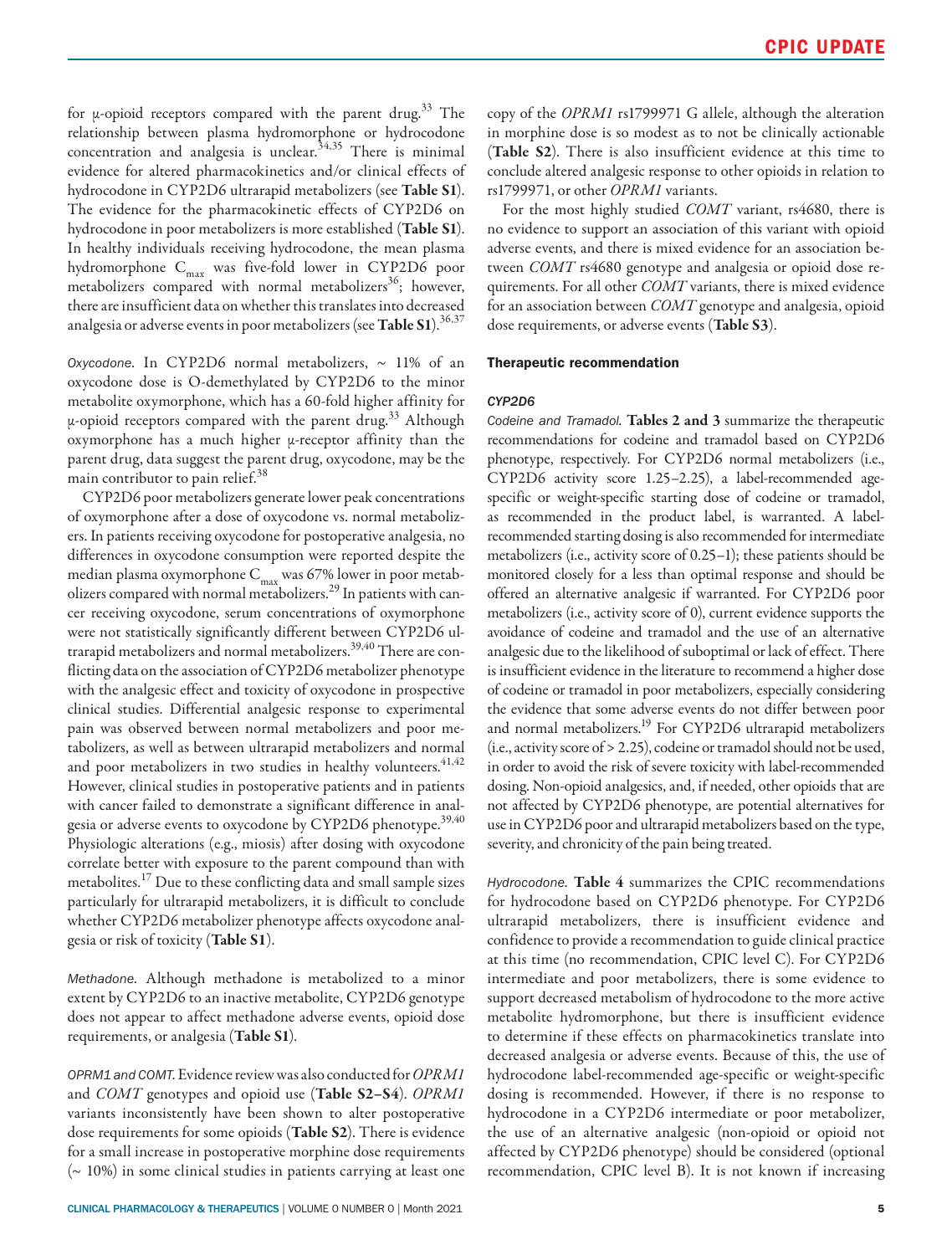for μ-opioid receptors compared with the parent drug.[33] The relationship between plasma hydromorphone or hydrocodone concentration and analgesia is unclear.[34,35] There is minimal evidence for altered pharmacokinetics and/or clinical effects of hydrocodone in CYP2D6 ultrarapid metabolizers (see **Table S1**). The evidence for the pharmacokinetic effects of CYP2D6 on hydrocodone in poor metabolizers is more established (**Table S1**). In healthy individuals receiving hydrocodone, the mean plasma hydromorphone $C_{max}$ was five-fold lower in CYP2D6 poor metabolizers compared with normal metabolizers[36]; however, there are insufficient data on whether this translates into decreased analgesia or adverse events in poor metabolizers (see **Table S1**).[36,37]

*Oxycodone.* In CYP2D6 normal metabolizers, ~ 11% of an oxycodone dose is O-demethylated by CYP2D6 to the minor metabolite oxymorphone, which has a 60-fold higher affinity for μ-opioid receptors compared with the parent drug.[33] Although oxymorphone has a much higher μ-receptor affinity than the parent drug, data suggest the parent drug, oxycodone, may be the main contributor to pain relief.[38]

CYP2D6 poor metabolizers generate lower peak concentrations of oxymorphone after a dose of oxycodone vs. normal metabolizers. In patients receiving oxycodone for postoperative analgesia, no differences in oxycodone consumption were reported despite the median plasma oxymorphone $C_{max}$ was 67% lower in poor metabolizers compared with normal metabolizers.[29] In patients with cancer receiving oxycodone, serum concentrations of oxymorphone were not statistically significantly different between CYP2D6 ultrarapid metabolizers and normal metabolizers.[39,40] There are conflicting data on the association of CYP2D6 metabolizer phenotype with the analgesic effect and toxicity of oxycodone in prospective clinical studies. Differential analgesic response to experimental pain was observed between normal metabolizers and poor metabolizers, as well as between ultrarapid metabolizers and normal and poor metabolizers in two studies in healthy volunteers.[41,42] However, clinical studies in postoperative patients and in patients with cancer failed to demonstrate a significant difference in analgesia or adverse events to oxycodone by CYP2D6 phenotype.[39,40] Physiologic alterations (e.g., miosis) after dosing with oxycodone correlate better with exposure to the parent compound than with metabolites.[17] Due to these conflicting data and small sample sizes particularly for ultrarapid metabolizers, it is difficult to conclude whether CYP2D6 metabolizer phenotype affects oxycodone analgesia or risk of toxicity (**Table S1**).

*Methadone.* Although methadone is metabolized to a minor extent by CYP2D6 to an inactive metabolite, CYP2D6 genotype does not appear to affect methadone adverse events, opioid dose requirements, or analgesia (**Table S1**).

*OPRM1 and COMT.* Evidence review was also conducted for *OPRM1* and *COMT* genotypes and opioid use (**Table S2–S4**). *OPRM1* variants inconsistently have been shown to alter postoperative dose requirements for some opioids (**Table S2**). There is evidence for a small increase in postoperative morphine dose requirements (~ 10%) in some clinical studies in patients carrying at least one copy of the *OPRM1* rs1799971 G allele, although the alteration in morphine dose is so modest as to not be clinically actionable (**Table S2**). There is also insufficient evidence at this time to conclude altered analgesic response to other opioids in relation to rs1799971, or other *OPRM1* variants.

For the most highly studied *COMT* variant, rs4680, there is no evidence to support an association of this variant with opioid adverse events, and there is mixed evidence for an association between *COMT* rs4680 genotype and analgesia or opioid dose requirements. For all other *COMT* variants, there is mixed evidence for an association between *COMT* genotype and analgesia, opioid dose requirements, or adverse events (**Table S3**).

### Therapeutic recommendation

#### *CYP2D6*

*Codeine and Tramadol.* **Tables 2 and 3** summarize the therapeutic recommendations for codeine and tramadol based on CYP2D6 phenotype, respectively. For CYP2D6 normal metabolizers (i.e., CYP2D6 activity score 1.25–2.25), a label-recommended age-specific or weight-specific starting dose of codeine or tramadol, as recommended in the product label, is warranted. A label-recommended starting dosing is also recommended for intermediate metabolizers (i.e., activity score of 0.25–1); these patients should be monitored closely for a less than optimal response and should be offered an alternative analgesic if warranted. For CYP2D6 poor metabolizers (i.e., activity score of 0), current evidence supports the avoidance of codeine and tramadol and the use of an alternative analgesic due to the likelihood of suboptimal or lack of effect. There is insufficient evidence in the literature to recommend a higher dose of codeine or tramadol in poor metabolizers, especially considering the evidence that some adverse events do not differ between poor and normal metabolizers.[19] For CYP2D6 ultrarapid metabolizers (i.e., activity score of > 2.25), codeine or tramadol should not be used, in order to avoid the risk of severe toxicity with label-recommended dosing. Non-opioid analgesics, and, if needed, other opioids that are not affected by CYP2D6 phenotype, are potential alternatives for use in CYP2D6 poor and ultrarapid metabolizers based on the type, severity, and chronicity of the pain being treated.

*Hydrocodone.* **Table 4** summarizes the CPIC recommendations for hydrocodone based on CYP2D6 phenotype. For CYP2D6 ultrarapid metabolizers, there is insufficient evidence and confidence to provide a recommendation to guide clinical practice at this time (no recommendation, CPIC level C). For CYP2D6 intermediate and poor metabolizers, there is some evidence to support decreased metabolism of hydrocodone to the more active metabolite hydromorphone, but there is insufficient evidence to determine if these effects on pharmacokinetics translate into decreased analgesia or adverse events. Because of this, the use of hydrocodone label-recommended age-specific or weight-specific dosing is recommended. However, if there is no response to hydrocodone in a CYP2D6 intermediate or poor metabolizer, the use of an alternative analgesic (non-opioid or opioid not affected by CYP2D6 phenotype) should be considered (optional recommendation, CPIC level B). It is not known if increasing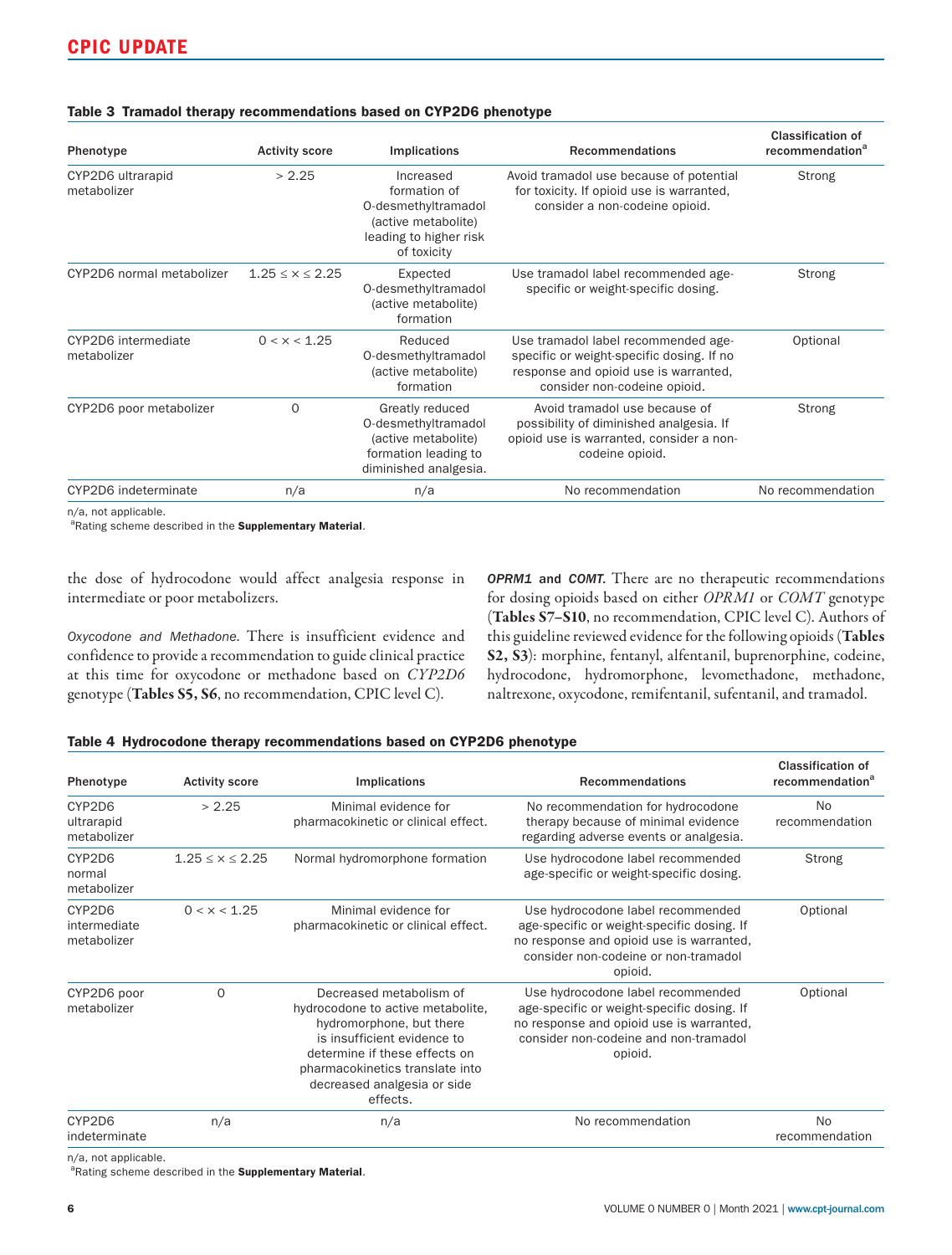**Table 3 Tramadol therapy recommendations based on CYP2D6 phenotype**

| Phenotype | Activity score | Implications | Recommendations | Classification of recommendation[a] |
|---|---|---|---|---|
| CYP2D6 ultrarapid metabolizer | > 2.25 | Increased formation of O-desmethyltramadol (active metabolite) leading to higher risk of toxicity | Avoid tramadol use because of potential for toxicity. If opioid use is warranted, consider a non-codeine opioid. | Strong |
| CYP2D6 normal metabolizer | 1.25 ≤ x ≤ 2.25 | Expected O-desmethyltramadol (active metabolite) formation | Use tramadol label recommended age-specific or weight-specific dosing. | Strong |
| CYP2D6 intermediate metabolizer | 0 < x < 1.25 | Reduced O-desmethyltramadol (active metabolite) formation | Use tramadol label recommended age-specific or weight-specific dosing. If no response and opioid use is warranted, consider non-codeine opioid. | Optional |
| CYP2D6 poor metabolizer | 0 | Greatly reduced O-desmethyltramadol (active metabolite) formation leading to diminished analgesia. | Avoid tramadol use because of possibility of diminished analgesia. If opioid use is warranted, consider a non-codeine opioid. | Strong |
| CYP2D6 indeterminate | n/a | n/a | No recommendation | No recommendation |

n/a, not applicable.
[a]Rating scheme described in the **Supplementary Material**.

the dose of hydrocodone would affect analgesia response in intermediate or poor metabolizers.

*Oxycodone and Methadone.* There is insufficient evidence and confidence to provide a recommendation to guide clinical practice at this time for oxycodone or methadone based on *CYP2D6* genotype (**Tables S5, S6**, no recommendation, CPIC level C).

***OPRM1* and *COMT*.** There are no therapeutic recommendations for dosing opioids based on either *OPRM1* or *COMT* genotype (**Tables S7–S10**, no recommendation, CPIC level C). Authors of this guideline reviewed evidence for the following opioids (**Tables S2, S3**): morphine, fentanyl, alfentanil, buprenorphine, codeine, hydrocodone, hydromorphone, levomethadone, methadone, naltrexone, oxycodone, remifentanil, sufentanil, and tramadol.

**Table 4 Hydrocodone therapy recommendations based on CYP2D6 phenotype**

| Phenotype | Activity score | Implications | Recommendations | Classification of recommendation[a] |
|---|---|---|---|---|
| CYP2D6 ultrarapid metabolizer | > 2.25 | Minimal evidence for pharmacokinetic or clinical effect. | No recommendation for hydrocodone therapy because of minimal evidence regarding adverse events or analgesia. | No recommendation |
| CYP2D6 normal metabolizer | 1.25 ≤ x ≤ 2.25 | Normal hydromorphone formation | Use hydrocodone label recommended age-specific or weight-specific dosing. | Strong |
| CYP2D6 intermediate metabolizer | 0 < x < 1.25 | Minimal evidence for pharmacokinetic or clinical effect. | Use hydrocodone label recommended age-specific or weight-specific dosing. If no response and opioid use is warranted, consider non-codeine or non-tramadol opioid. | Optional |
| CYP2D6 poor metabolizer | 0 | Decreased metabolism of hydrocodone to active metabolite, hydromorphone, but there is insufficient evidence to determine if these effects on pharmacokinetics translate into decreased analgesia or side effects. | Use hydrocodone label recommended age-specific or weight-specific dosing. If no response and opioid use is warranted, consider non-codeine and non-tramadol opioid. | Optional |
| CYP2D6 indeterminate | n/a | n/a | No recommendation | No recommendation |

n/a, not applicable.
[a]Rating scheme described in the **Supplementary Material**.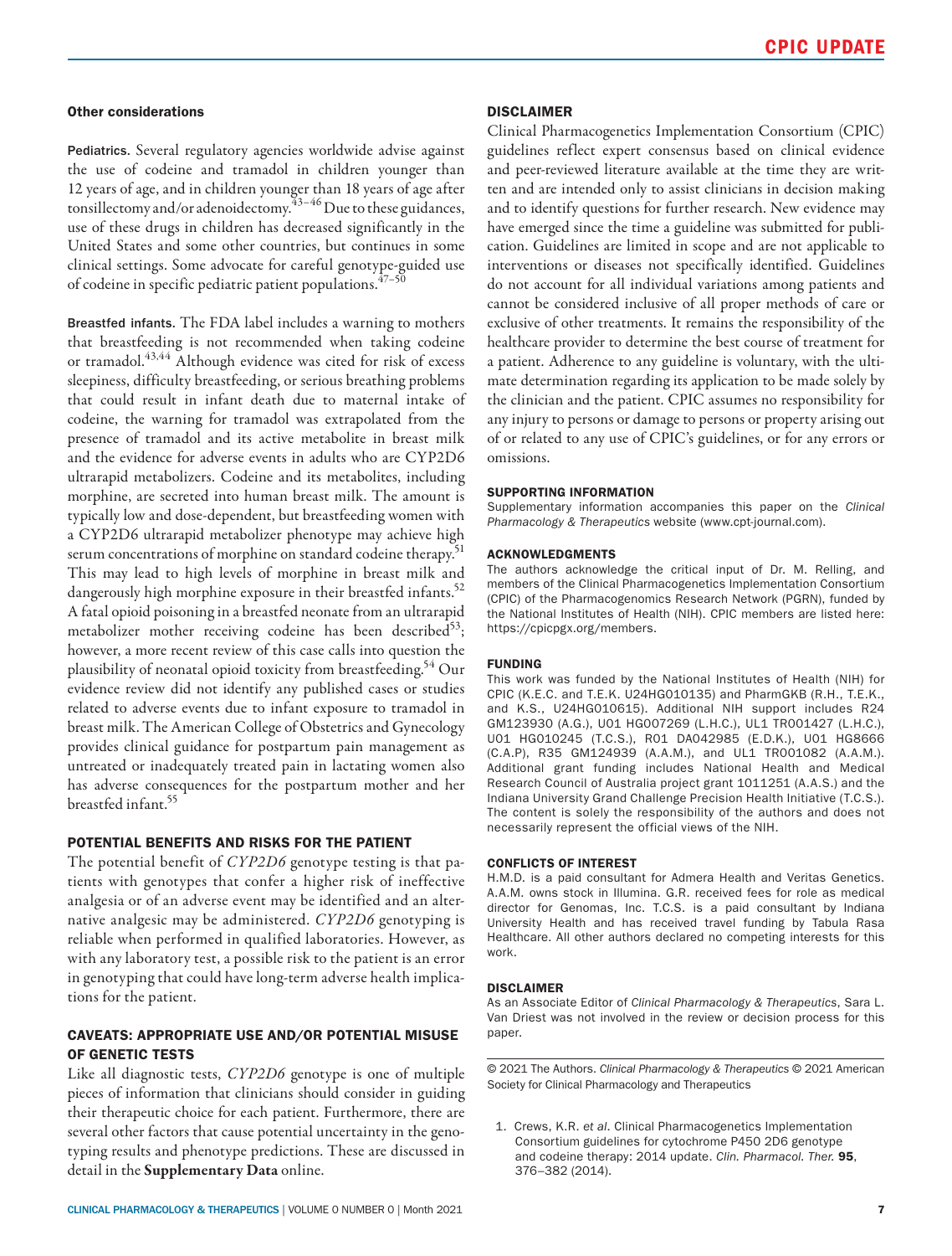### Other considerations

**Pediatrics.** Several regulatory agencies worldwide advise against the use of codeine and tramadol in children younger than 12 years of age, and in children younger than 18 years of age after tonsillectomy and/or adenoidectomy.[43–46] Due to these guidances, use of these drugs in children has decreased significantly in the United States and some other countries, but continues in some clinical settings. Some advocate for careful genotype-guided use of codeine in specific pediatric patient populations.[47–50]

**Breastfed infants.** The FDA label includes a warning to mothers that breastfeeding is not recommended when taking codeine or tramadol.[43,44] Although evidence was cited for risk of excess sleepiness, difficulty breastfeeding, or serious breathing problems that could result in infant death due to maternal intake of codeine, the warning for tramadol was extrapolated from the presence of tramadol and its active metabolite in breast milk and the evidence for adverse events in adults who are CYP2D6 ultrarapid metabolizers. Codeine and its metabolites, including morphine, are secreted into human breast milk. The amount is typically low and dose-dependent, but breastfeeding women with a CYP2D6 ultrarapid metabolizer phenotype may achieve high serum concentrations of morphine on standard codeine therapy.[51] This may lead to high levels of morphine in breast milk and dangerously high morphine exposure in their breastfed infants.[52] A fatal opioid poisoning in a breastfed neonate from an ultrarapid metabolizer mother receiving codeine has been described[53]; however, a more recent review of this case calls into question the plausibility of neonatal opioid toxicity from breastfeeding.[54] Our evidence review did not identify any published cases or studies related to adverse events due to infant exposure to tramadol in breast milk. The American College of Obstetrics and Gynecology provides clinical guidance for postpartum pain management as untreated or inadequately treated pain in lactating women also has adverse consequences for the postpartum mother and her breastfed infant.[55]

## POTENTIAL BENEFITS AND RISKS FOR THE PATIENT

The potential benefit of *CYP2D6* genotype testing is that patients with genotypes that confer a higher risk of ineffective analgesia or of an adverse event may be identified and an alternative analgesic may be administered. *CYP2D6* genotyping is reliable when performed in qualified laboratories. However, as with any laboratory test, a possible risk to the patient is an error in genotyping that could have long-term adverse health implications for the patient.

## CAVEATS: APPROPRIATE USE AND/OR POTENTIAL MISUSE OF GENETIC TESTS

Like all diagnostic tests, *CYP2D6* genotype is one of multiple pieces of information that clinicians should consider in guiding their therapeutic choice for each patient. Furthermore, there are several other factors that cause potential uncertainty in the genotyping results and phenotype predictions. These are discussed in detail in the **Supplementary Data** online.

## DISCLAIMER

Clinical Pharmacogenetics Implementation Consortium (CPIC) guidelines reflect expert consensus based on clinical evidence and peer-reviewed literature available at the time they are written and are intended only to assist clinicians in decision making and to identify questions for further research. New evidence may have emerged since the time a guideline was submitted for publication. Guidelines are limited in scope and are not applicable to interventions or diseases not specifically identified. Guidelines do not account for all individual variations among patients and cannot be considered inclusive of all proper methods of care or exclusive of other treatments. It remains the responsibility of the healthcare provider to determine the best course of treatment for a patient. Adherence to any guideline is voluntary, with the ultimate determination regarding its application to be made solely by the clinician and the patient. CPIC assumes no responsibility for any injury to persons or damage to persons or property arising out of or related to any use of CPIC's guidelines, or for any errors or omissions.

### SUPPORTING INFORMATION

Supplementary information accompanies this paper on the *Clinical Pharmacology & Therapeutics* website (www.cpt-journal.com).

### ACKNOWLEDGMENTS

The authors acknowledge the critical input of Dr. M. Relling, and members of the Clinical Pharmacogenetics Implementation Consortium (CPIC) of the Pharmacogenomics Research Network (PGRN), funded by the National Institutes of Health (NIH). CPIC members are listed here: https://cpicpgx.org/members.

### FUNDING

This work was funded by the National Institutes of Health (NIH) for CPIC (K.E.C. and T.E.K. U24HG010135) and PharmGKB (R.H., T.E.K., and K.S., U24HG010615). Additional NIH support includes R24 GM123930 (A.G.), U01 HG007269 (L.H.C.), UL1 TR001427 (L.H.C.), U01 HG010245 (T.C.S.), R01 DA042985 (E.D.K.), U01 HG8666 (C.A.P), R35 GM124939 (A.A.M.), and UL1 TR001082 (A.A.M.). Additional grant funding includes National Health and Medical Research Council of Australia project grant 1011251 (A.A.S.) and the Indiana University Grand Challenge Precision Health Initiative (T.C.S.). The content is solely the responsibility of the authors and does not necessarily represent the official views of the NIH.

### CONFLICTS OF INTEREST

H.M.D. is a paid consultant for Admera Health and Veritas Genetics. A.A.M. owns stock in Illumina. G.R. received fees for role as medical director for Genomas, Inc. T.C.S. is a paid consultant by Indiana University Health and has received travel funding by Tabula Rasa Healthcare. All other authors declared no competing interests for this work.

### DISCLAIMER

As an Associate Editor of *Clinical Pharmacology & Therapeutics*, Sara L. Van Driest was not involved in the review or decision process for this paper.

© 2021 The Authors. *Clinical Pharmacology & Therapeutics* © 2021 American Society for Clinical Pharmacology and Therapeutics

1. Crews, K.R. *et al*. Clinical Pharmacogenetics Implementation Consortium guidelines for cytochrome P450 2D6 genotype and codeine therapy: 2014 update. *Clin. Pharmacol. Ther.* **95**, 376–382 (2014).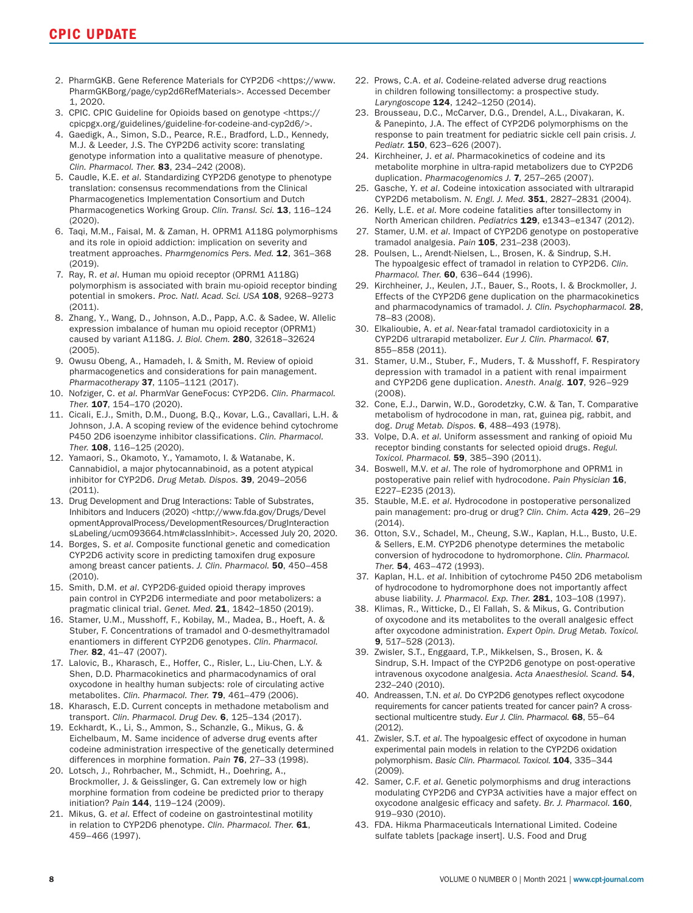2. PharmGKB. Gene Reference Materials for CYP2D6 <https://www.PharmGKBorg/page/cyp2d6RefMaterials>. Accessed December 1, 2020.
3. CPIC. CPIC Guideline for Opioids based on genotype <https://cpicpgx.org/guidelines/guideline-for-codeine-and-cyp2d6/>.
4. Gaedigk, A., Simon, S.D., Pearce, R.E., Bradford, L.D., Kennedy, M.J. & Leeder, J.S. The CYP2D6 activity score: translating genotype information into a qualitative measure of phenotype. *Clin. Pharmacol. Ther.* **83**, 234–242 (2008).
5. Caudle, K.E. *et al*. Standardizing CYP2D6 genotype to phenotype translation: consensus recommendations from the Clinical Pharmacogenetics Implementation Consortium and Dutch Pharmacogenetics Working Group. *Clin. Transl. Sci.* **13**, 116–124 (2020).
6. Taqi, M.M., Faisal, M. & Zaman, H. OPRM1 A118G polymorphisms and its role in opioid addiction: implication on severity and treatment approaches. *Pharmgenomics Pers. Med.* **12**, 361–368 (2019).
7. Ray, R. *et al*. Human mu opioid receptor (OPRM1 A118G) polymorphism is associated with brain mu-opioid receptor binding potential in smokers. *Proc. Natl. Acad. Sci. USA* **108**, 9268–9273 (2011).
8. Zhang, Y., Wang, D., Johnson, A.D., Papp, A.C. & Sadee, W. Allelic expression imbalance of human mu opioid receptor (OPRM1) caused by variant A118G. *J. Biol. Chem.* **280**, 32618–32624 (2005).
9. Owusu Obeng, A., Hamadeh, I. & Smith, M. Review of opioid pharmacogenetics and considerations for pain management. *Pharmacotherapy* **37**, 1105–1121 (2017).
10. Nofziger, C. *et al*. PharmVar GeneFocus: CYP2D6. *Clin. Pharmacol. Ther.* **107**, 154–170 (2020).
11. Cicali, E.J., Smith, D.M., Duong, B.Q., Kovar, L.G., Cavallari, L.H. & Johnson, J.A. A scoping review of the evidence behind cytochrome P450 2D6 isoenzyme inhibitor classifications. *Clin. Pharmacol. Ther.* **108**, 116–125 (2020).
12. Yamaori, S., Okamoto, Y., Yamamoto, I. & Watanabe, K. Cannabidiol, a major phytocannabinoid, as a potent atypical inhibitor for CYP2D6. *Drug Metab. Dispos.* **39**, 2049–2056 (2011).
13. Drug Development and Drug Interactions: Table of Substrates, Inhibitors and Inducers (2020) <http://www.fda.gov/Drugs/DevelopmentApprovalProcess/DevelopmentResources/DrugInteractionsLabeling/ucm093664.htm#classInhibit>. Accessed July 20, 2020.
14. Borges, S. *et al*. Composite functional genetic and comedication CYP2D6 activity score in predicting tamoxifen drug exposure among breast cancer patients. *J. Clin. Pharmacol.* **50**, 450–458 (2010).
15. Smith, D.M. *et al*. CYP2D6-guided opioid therapy improves pain control in CYP2D6 intermediate and poor metabolizers: a pragmatic clinical trial. *Genet. Med.* **21**, 1842–1850 (2019).
16. Stamer, U.M., Musshoff, F., Kobilay, M., Madea, B., Hoeft, A. & Stuber, F. Concentrations of tramadol and O-desmethyltramadol enantiomers in different CYP2D6 genotypes. *Clin. Pharmacol. Ther.* **82**, 41–47 (2007).
17. Lalovic, B., Kharasch, E., Hoffer, C., Risler, L., Liu-Chen, L.Y. & Shen, D.D. Pharmacokinetics and pharmacodynamics of oral oxycodone in healthy human subjects: role of circulating active metabolites. *Clin. Pharmacol. Ther.* **79**, 461–479 (2006).
18. Kharasch, E.D. Current concepts in methadone metabolism and transport. *Clin. Pharmacol. Drug Dev.* **6**, 125–134 (2017).
19. Eckhardt, K., Li, S., Ammon, S., Schanzle, G., Mikus, G. & Eichelbaum, M. Same incidence of adverse drug events after codeine administration irrespective of the genetically determined differences in morphine formation. *Pain* **76**, 27–33 (1998).
20. Lotsch, J., Rohrbacher, M., Schmidt, H., Doehring, A., Brockmoller, J. & Geisslinger, G. Can extremely low or high morphine formation from codeine be predicted prior to therapy initiation? *Pain* **144**, 119–124 (2009).
21. Mikus, G. *et al*. Effect of codeine on gastrointestinal motility in relation to CYP2D6 phenotype. *Clin. Pharmacol. Ther.* **61**, 459–466 (1997).
22. Prows, C.A. *et al*. Codeine-related adverse drug reactions in children following tonsillectomy: a prospective study. *Laryngoscope* **124**, 1242–1250 (2014).
23. Brousseau, D.C., McCarver, D.G., Drendel, A.L., Divakaran, K. & Panepinto, J.A. The effect of CYP2D6 polymorphisms on the response to pain treatment for pediatric sickle cell pain crisis. *J. Pediatr.* **150**, 623–626 (2007).
24. Kirchheiner, J. *et al*. Pharmacokinetics of codeine and its metabolite morphine in ultra-rapid metabolizers due to CYP2D6 duplication. *Pharmacogenomics J.* **7**, 257–265 (2007).
25. Gasche, Y. *et al*. Codeine intoxication associated with ultrarapid CYP2D6 metabolism. *N. Engl. J. Med.* **351**, 2827–2831 (2004).
26. Kelly, L.E. *et al*. More codeine fatalities after tonsillectomy in North American children. *Pediatrics* **129**, e1343–e1347 (2012).
27. Stamer, U.M. *et al*. Impact of CYP2D6 genotype on postoperative tramadol analgesia. *Pain* **105**, 231–238 (2003).
28. Poulsen, L., Arendt-Nielsen, L., Brosen, K. & Sindrup, S.H. The hypoalgesic effect of tramadol in relation to CYP2D6. *Clin. Pharmacol. Ther.* **60**, 636–644 (1996).
29. Kirchheiner, J., Keulen, J.T., Bauer, S., Roots, I. & Brockmoller, J. Effects of the CYP2D6 gene duplication on the pharmacokinetics and pharmacodynamics of tramadol. *J. Clin. Psychopharmacol.* **28**, 78–83 (2008).
30. Elkalioubie, A. *et al*. Near-fatal tramadol cardiotoxicity in a CYP2D6 ultrarapid metabolizer. *Eur J. Clin. Pharmacol.* **67**, 855–858 (2011).
31. Stamer, U.M., Stuber, F., Muders, T. & Musshoff, F. Respiratory depression with tramadol in a patient with renal impairment and CYP2D6 gene duplication. *Anesth. Analg.* **107**, 926–929 (2008).
32. Cone, E.J., Darwin, W.D., Gorodetzky, C.W. & Tan, T. Comparative metabolism of hydrocodone in man, rat, guinea pig, rabbit, and dog. *Drug Metab. Dispos.* **6**, 488–493 (1978).
33. Volpe, D.A. *et al*. Uniform assessment and ranking of opioid Mu receptor binding constants for selected opioid drugs. *Regul. Toxicol. Pharmacol.* **59**, 385–390 (2011).
34. Boswell, M.V. *et al*. The role of hydromorphone and OPRM1 in postoperative pain relief with hydrocodone. *Pain Physician* **16**, E227–E235 (2013).
35. Stauble, M.E. *et al*. Hydrocodone in postoperative personalized pain management: pro-drug or drug? *Clin. Chim. Acta* **429**, 26–29 (2014).
36. Otton, S.V., Schadel, M., Cheung, S.W., Kaplan, H.L., Busto, U.E. & Sellers, E.M. CYP2D6 phenotype determines the metabolic conversion of hydrocodone to hydromorphone. *Clin. Pharmacol. Ther.* **54**, 463–472 (1993).
37. Kaplan, H.L. *et al*. Inhibition of cytochrome P450 2D6 metabolism of hydrocodone to hydromorphone does not importantly affect abuse liability. *J. Pharmacol. Exp. Ther.* **281**, 103–108 (1997).
38. Klimas, R., Witticke, D., El Fallah, S. & Mikus, G. Contribution of oxycodone and its metabolites to the overall analgesic effect after oxycodone administration. *Expert Opin. Drug Metab. Toxicol.* **9**, 517–528 (2013).
39. Zwisler, S.T., Enggaard, T.P., Mikkelsen, S., Brosen, K. & Sindrup, S.H. Impact of the CYP2D6 genotype on post-operative intravenous oxycodone analgesia. *Acta Anaesthesiol. Scand.* **54**, 232–240 (2010).
40. Andreassen, T.N. *et al*. Do CYP2D6 genotypes reflect oxycodone requirements for cancer patients treated for cancer pain? A cross-sectional multicentre study. *Eur J. Clin. Pharmacol.* **68**, 55–64 (2012).
41. Zwisler, S.T. *et al*. The hypoalgesic effect of oxycodone in human experimental pain models in relation to the CYP2D6 oxidation polymorphism. *Basic Clin. Pharmacol. Toxicol.* **104**, 335–344 (2009).
42. Samer, C.F. *et al*. Genetic polymorphisms and drug interactions modulating CYP2D6 and CYP3A activities have a major effect on oxycodone analgesic efficacy and safety. *Br. J. Pharmacol.* **160**, 919–930 (2010).
43. FDA. Hikma Pharmaceuticals International Limited. Codeine sulfate tablets [package insert]. U.S. Food and Drug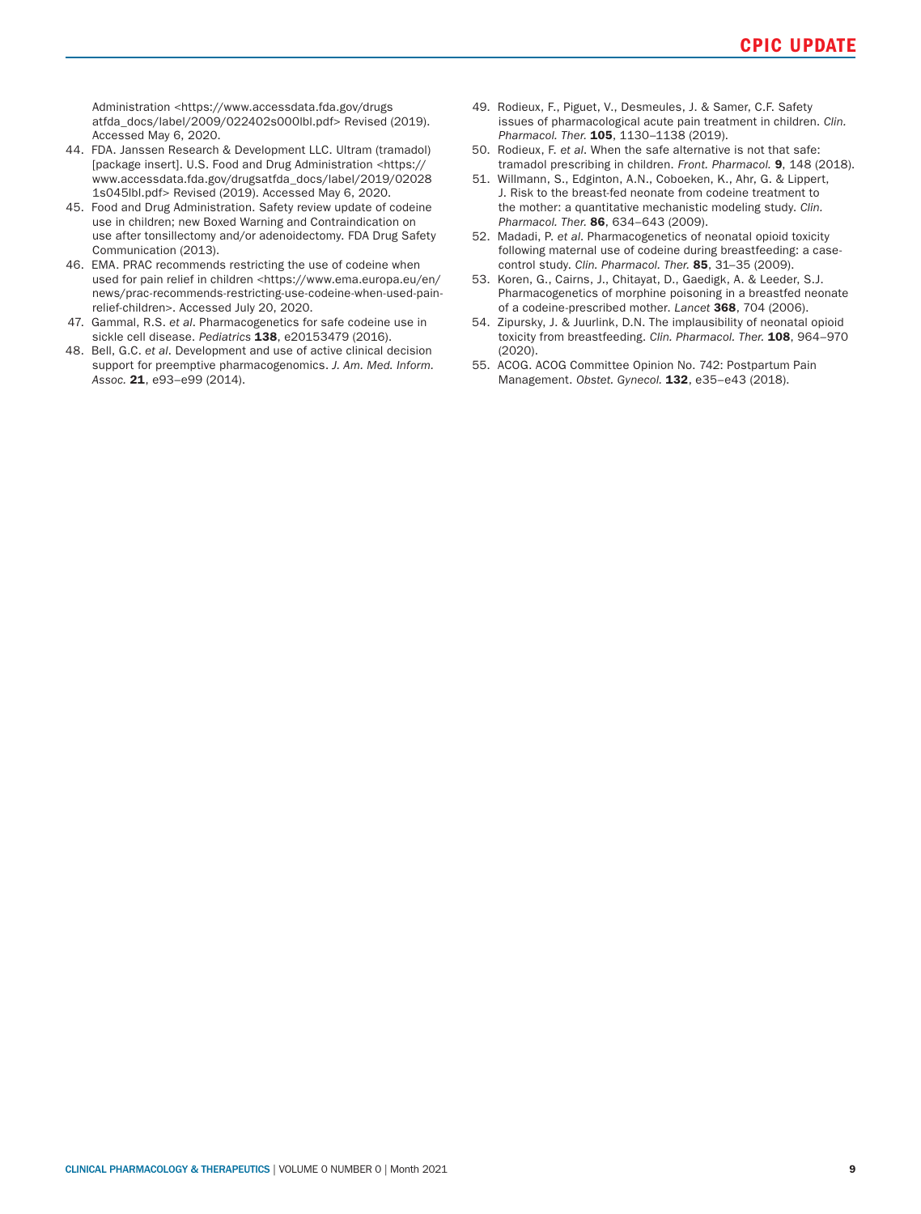Administration <https://www.accessdata.fda.gov/drugsatfda_docs/label/2009/022402s000lbl.pdf> Revised (2019). Accessed May 6, 2020.

44. FDA. Janssen Research & Development LLC. Ultram (tramadol) [package insert]. U.S. Food and Drug Administration <https://www.accessdata.fda.gov/drugsatfda_docs/label/2019/020281s045lbl.pdf> Revised (2019). Accessed May 6, 2020.
45. Food and Drug Administration. Safety review update of codeine use in children; new Boxed Warning and Contraindication on use after tonsillectomy and/or adenoidectomy. FDA Drug Safety Communication (2013).
46. EMA. PRAC recommends restricting the use of codeine when used for pain relief in children <https://www.ema.europa.eu/en/news/prac-recommends-restricting-use-codeine-when-used-pain-relief-children>. Accessed July 20, 2020.
47. Gammal, R.S. *et al*. Pharmacogenetics for safe codeine use in sickle cell disease. *Pediatrics* **138**, e20153479 (2016).
48. Bell, G.C. *et al*. Development and use of active clinical decision support for preemptive pharmacogenomics. *J. Am. Med. Inform. Assoc.* **21**, e93–e99 (2014).
49. Rodieux, F., Piguet, V., Desmeules, J. & Samer, C.F. Safety issues of pharmacological acute pain treatment in children. *Clin. Pharmacol. Ther.* **105**, 1130–1138 (2019).
50. Rodieux, F. *et al*. When the safe alternative is not that safe: tramadol prescribing in children. *Front. Pharmacol.* **9**, 148 (2018).
51. Willmann, S., Edginton, A.N., Coboeken, K., Ahr, G. & Lippert, J. Risk to the breast-fed neonate from codeine treatment to the mother: a quantitative mechanistic modeling study. *Clin. Pharmacol. Ther.* **86**, 634–643 (2009).
52. Madadi, P. *et al*. Pharmacogenetics of neonatal opioid toxicity following maternal use of codeine during breastfeeding: a case-control study. *Clin. Pharmacol. Ther.* **85**, 31–35 (2009).
53. Koren, G., Cairns, J., Chitayat, D., Gaedigk, A. & Leeder, S.J. Pharmacogenetics of morphine poisoning in a breastfed neonate of a codeine-prescribed mother. *Lancet* **368**, 704 (2006).
54. Zipursky, J. & Juurlink, D.N. The implausibility of neonatal opioid toxicity from breastfeeding. *Clin. Pharmacol. Ther.* **108**, 964–970 (2020).
55. ACOG. ACOG Committee Opinion No. 742: Postpartum Pain Management. *Obstet. Gynecol.* **132**, e35–e43 (2018).